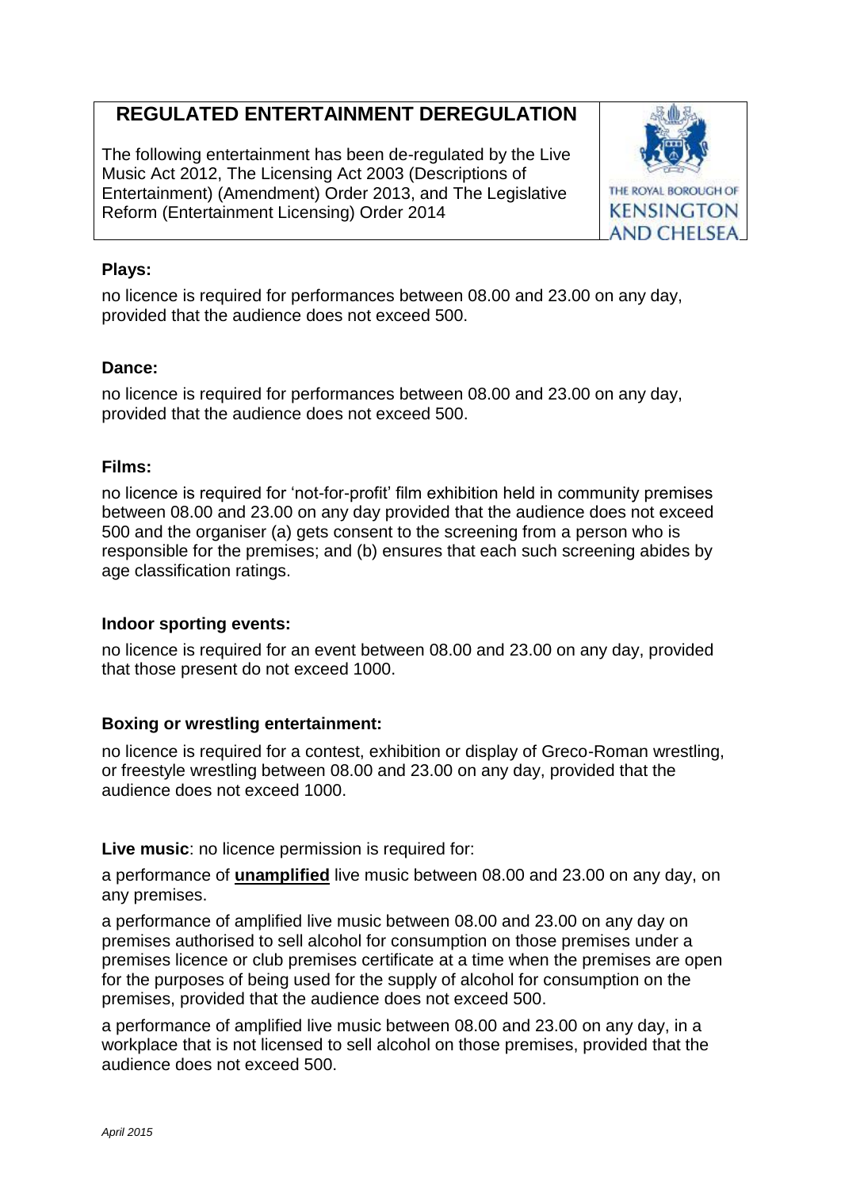# REGULATED ENTERTAINMENT DEREGULATION

The following entertainment has been de-regulated by the Live Music Act 2012, The Licensing Act 2003 (Descriptions of Entertainment) (Amendment) Order 2013, and The Legislative Reform (Entertainment Licensing) Order 2014

THE ROYAL BOROUGH OF KENSINGTON AND CHELSEA

**Plays:**

no licence is required for performances between 08.00 and 23.00 on any day, provided that the audience does not exceed 500.

**Dance:**

no licence is required for performances between 08.00 and 23.00 on any day, provided that the audience does not exceed 500.

**Films:**

no licence is required for 'not-for-profit' film exhibition held in community premises between 08.00 and 23.00 on any day provided that the audience does not exceed 500 and the organiser (a) gets consent to the screening from a person who is responsible for the premises; and (b) ensures that each such screening abides by age classification ratings.

**Indoor sporting events:**

no licence is required for an event between 08.00 and 23.00 on any day, provided that those present do not exceed 1000.

**Boxing or wrestling entertainment:**

no licence is required for a contest, exhibition or display of Greco-Roman wrestling, or freestyle wrestling between 08.00 and 23.00 on any day, provided that the audience does not exceed 1000.

**Live music**: no licence permission is required for:

a performance of **unamplified** live music between 08.00 and 23.00 on any day, on any premises.

a performance of amplified live music between 08.00 and 23.00 on any day on premises authorised to sell alcohol for consumption on those premises under a premises licence or club premises certificate at a time when the premises are open for the purposes of being used for the supply of alcohol for consumption on the premises, provided that the audience does not exceed 500.

a performance of amplified live music between 08.00 and 23.00 on any day, in a workplace that is not licensed to sell alcohol on those premises, provided that the audience does not exceed 500.

*April 2015*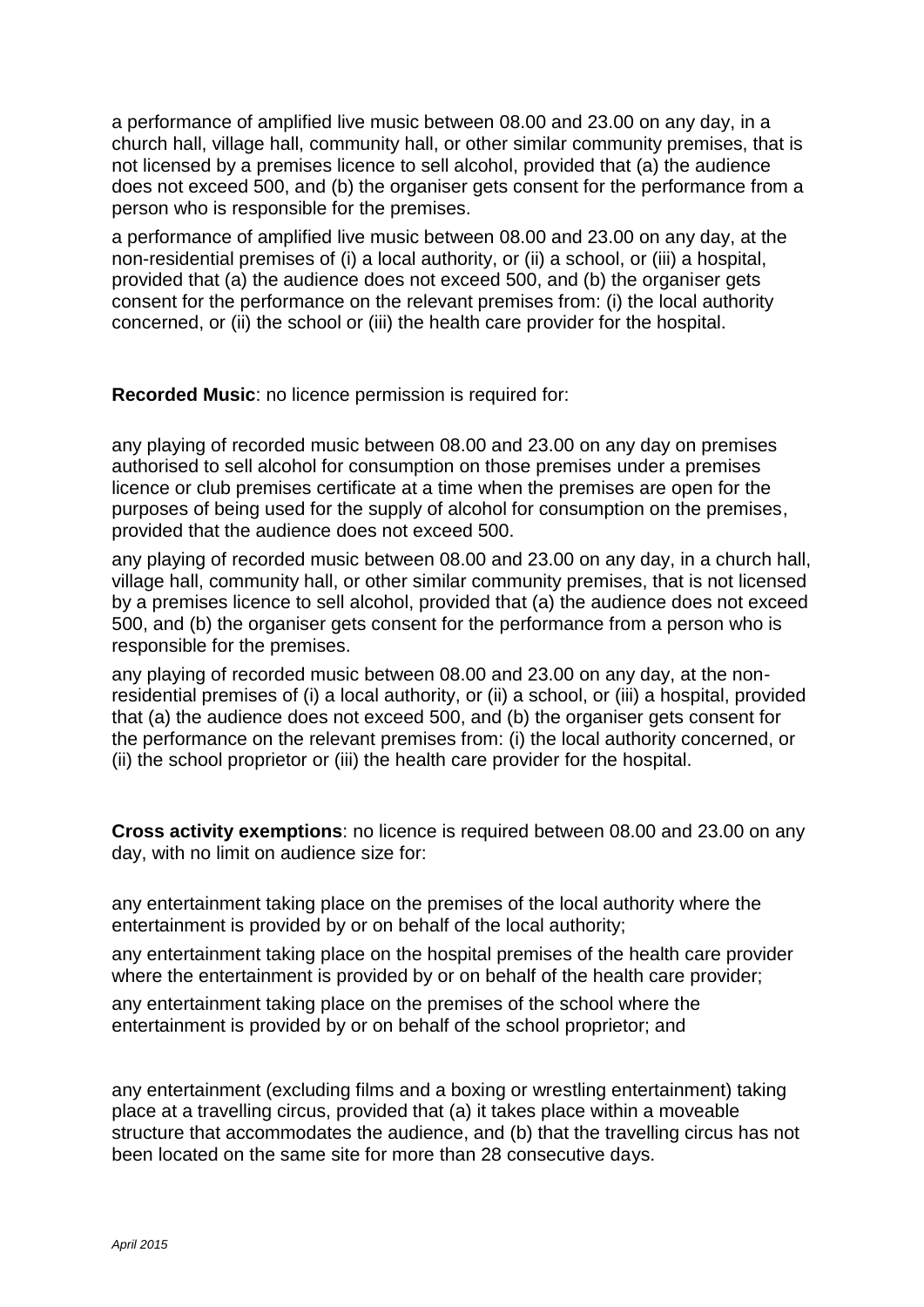a performance of amplified live music between 08.00 and 23.00 on any day, in a church hall, village hall, community hall, or other similar community premises, that is not licensed by a premises licence to sell alcohol, provided that (a) the audience does not exceed 500, and (b) the organiser gets consent for the performance from a person who is responsible for the premises.

a performance of amplified live music between 08.00 and 23.00 on any day, at the non-residential premises of (i) a local authority, or (ii) a school, or (iii) a hospital, provided that (a) the audience does not exceed 500, and (b) the organiser gets consent for the performance on the relevant premises from: (i) the local authority concerned, or (ii) the school or (iii) the health care provider for the hospital.

**Recorded Music**: no licence permission is required for:

any playing of recorded music between 08.00 and 23.00 on any day on premises authorised to sell alcohol for consumption on those premises under a premises licence or club premises certificate at a time when the premises are open for the purposes of being used for the supply of alcohol for consumption on the premises, provided that the audience does not exceed 500.

any playing of recorded music between 08.00 and 23.00 on any day, in a church hall, village hall, community hall, or other similar community premises, that is not licensed by a premises licence to sell alcohol, provided that (a) the audience does not exceed 500, and (b) the organiser gets consent for the performance from a person who is responsible for the premises.

any playing of recorded music between 08.00 and 23.00 on any day, at the non-residential premises of (i) a local authority, or (ii) a school, or (iii) a hospital, provided that (a) the audience does not exceed 500, and (b) the organiser gets consent for the performance on the relevant premises from: (i) the local authority concerned, or (ii) the school proprietor or (iii) the health care provider for the hospital.

**Cross activity exemptions**: no licence is required between 08.00 and 23.00 on any day, with no limit on audience size for:

any entertainment taking place on the premises of the local authority where the entertainment is provided by or on behalf of the local authority;

any entertainment taking place on the hospital premises of the health care provider where the entertainment is provided by or on behalf of the health care provider;

any entertainment taking place on the premises of the school where the entertainment is provided by or on behalf of the school proprietor; and

any entertainment (excluding films and a boxing or wrestling entertainment) taking place at a travelling circus, provided that (a) it takes place within a moveable structure that accommodates the audience, and (b) that the travelling circus has not been located on the same site for more than 28 consecutive days.

*April 2015*